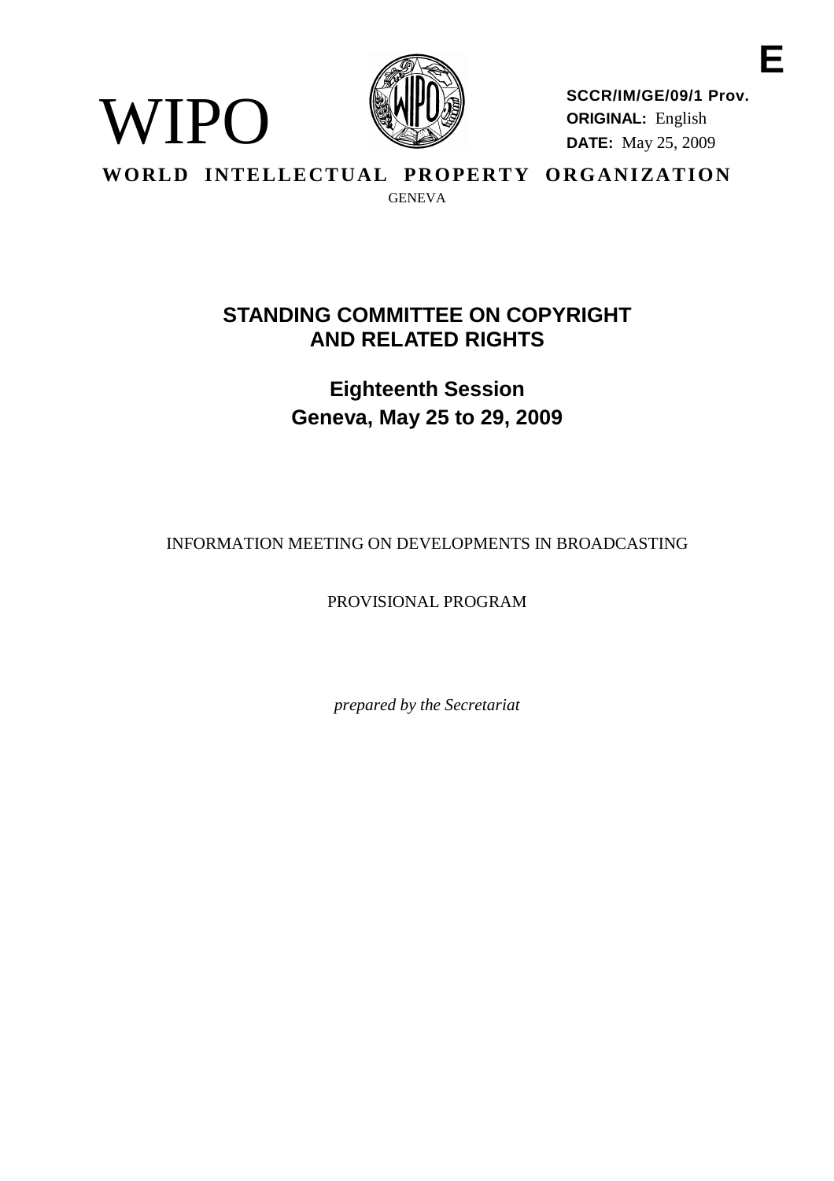E

WIPO

**SCCR/IM/GE/09/1 Prov.**
**ORIGINAL:** English
**DATE:** May 25, 2009

**WORLD INTELLECTUAL PROPERTY ORGANIZATION**

GENEVA

# STANDING COMMITTEE ON COPYRIGHT AND RELATED RIGHTS

## Eighteenth Session
## Geneva, May 25 to 29, 2009

INFORMATION MEETING ON DEVELOPMENTS IN BROADCASTING

PROVISIONAL PROGRAM

*prepared by the Secretariat*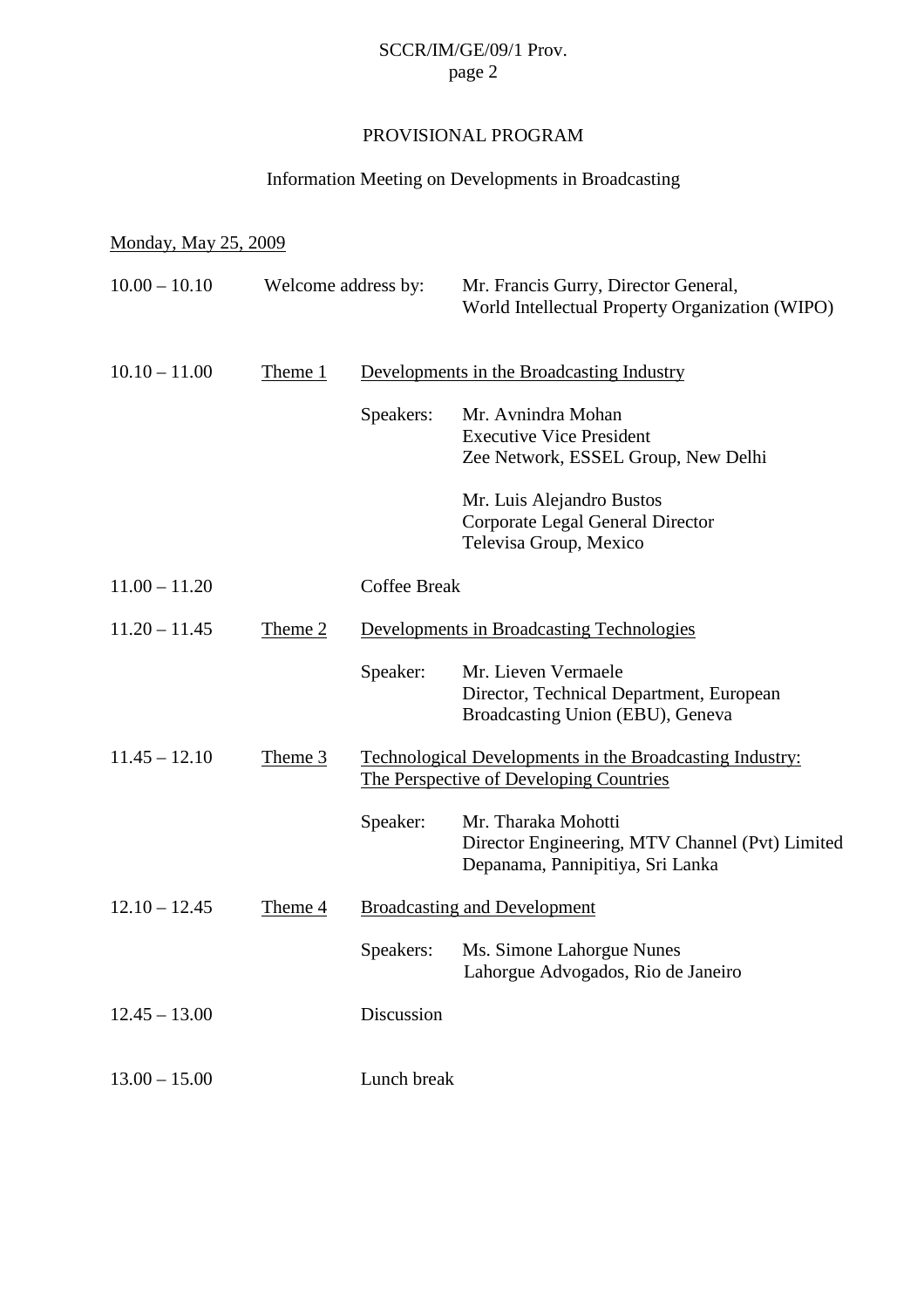## PROVISIONAL PROGRAM

## Information Meeting on Developments in Broadcasting

Monday, May 25, 2009

| | | | |
|---|---|---|---|
| 10.00 – 10.10 | Welcome address by: | | Mr. Francis Gurry, Director General, World Intellectual Property Organization (WIPO) |
| 10.10 – 11.00 | Theme 1 | Developments in the Broadcasting Industry | |
| | | Speakers: | Mr. Avnindra Mohan<br>Executive Vice President<br>Zee Network, ESSEL Group, New Delhi |
| | | | Mr. Luis Alejandro Bustos<br>Corporate Legal General Director<br>Televisa Group, Mexico |
| 11.00 – 11.20 | | Coffee Break | |
| 11.20 – 11.45 | Theme 2 | Developments in Broadcasting Technologies | |
| | | Speaker: | Mr. Lieven Vermaele<br>Director, Technical Department, European Broadcasting Union (EBU), Geneva |
| 11.45 – 12.10 | Theme 3 | Technological Developments in the Broadcasting Industry: The Perspective of Developing Countries | |
| | | Speaker: | Mr. Tharaka Mohotti<br>Director Engineering, MTV Channel (Pvt) Limited<br>Depanama, Pannipitiya, Sri Lanka |
| 12.10 – 12.45 | Theme 4 | Broadcasting and Development | |
| | | Speakers: | Ms. Simone Lahorgue Nunes<br>Lahorgue Advogados, Rio de Janeiro |
| 12.45 – 13.00 | | Discussion | |
| 13.00 – 15.00 | | Lunch break | |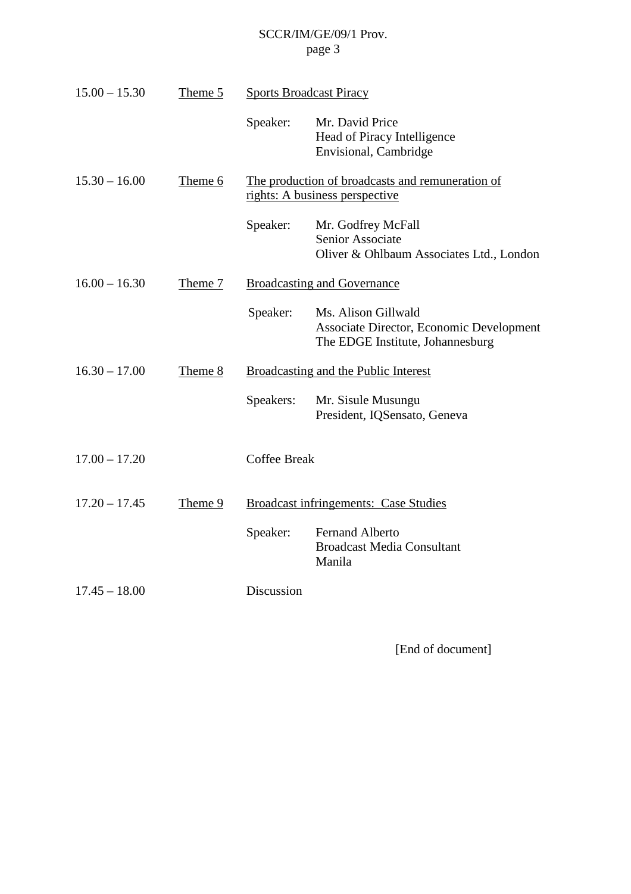| | | | |
|---|---|---|---|
| 15.00 – 15.30 | Theme 5 | Sports Broadcast Piracy | |
| | | Speaker: | Mr. David Price<br>Head of Piracy Intelligence<br>Envisional, Cambridge |
| 15.30 – 16.00 | Theme 6 | The production of broadcasts and remuneration of rights: A business perspective | |
| | | Speaker: | Mr. Godfrey McFall<br>Senior Associate<br>Oliver & Ohlbaum Associates Ltd., London |
| 16.00 – 16.30 | Theme 7 | Broadcasting and Governance | |
| | | Speaker: | Ms. Alison Gillwald<br>Associate Director, Economic Development<br>The EDGE Institute, Johannesburg |
| 16.30 – 17.00 | Theme 8 | Broadcasting and the Public Interest | |
| | | Speakers: | Mr. Sisule Musungu<br>President, IQSensato, Geneva |
| 17.00 – 17.20 | | Coffee Break | |
| 17.20 – 17.45 | Theme 9 | Broadcast infringements: Case Studies | |
| | | Speaker: | Fernand Alberto<br>Broadcast Media Consultant<br>Manila |
| 17.45 – 18.00 | | Discussion | |

[End of document]